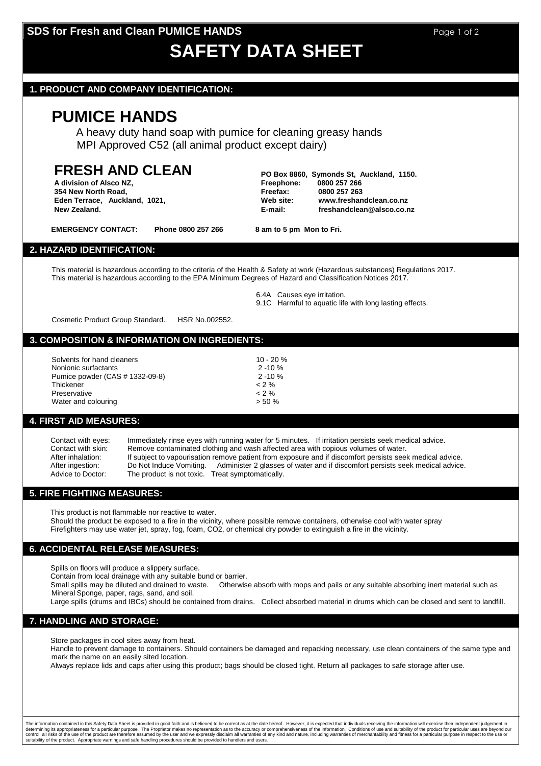# SAFETY DATA SHEET

## 1. PRODUCT AND COMPANY IDENTIFICATION:

# PUMICE HANDS

A heavy duty hand soap with pumice for cleaning greasy hands
MPI Approved C52 (all animal product except dairy)

## FRESH AND CLEAN

**A division of Alsco NZ,**
**354 New North Road,**
**Eden Terrace, Auckland, 1021,**
**New Zealand.**

**PO Box 8860, Symonds St, Auckland, 1150.**
**Freephone: 0800 257 266**
**Freefax: 0800 257 263**
**Web site: www.freshandclean.co.nz**
**E-mail: freshandclean@alsco.co.nz**

**EMERGENCY CONTACT: Phone 0800 257 266 8 am to 5 pm Mon to Fri.**

## 2. HAZARD IDENTIFICATION:

This material is hazardous according to the criteria of the Health & Safety at work (Hazardous substances) Regulations 2017.
This material is hazardous according to the EPA Minimum Degrees of Hazard and Classification Notices 2017.

6.4A Causes eye irritation.
9.1C Harmful to aquatic life with long lasting effects.

Cosmetic Product Group Standard. HSR No.002552.

## 3. COMPOSITION & INFORMATION ON INGREDIENTS:

| Ingredient | Proportion |
|---|---|
| Solvents for hand cleaners | 10 - 20 % |
| Nonionic surfactants | 2 -10 % |
| Pumice powder (CAS # 1332-09-8) | 2 -10 % |
| Thickener | < 2 % |
| Preservative | < 2 % |
| Water and colouring | > 50 % |

## 4. FIRST AID MEASURES:

- Contact with eyes: Immediately rinse eyes with running water for 5 minutes. If irritation persists seek medical advice.
- Contact with skin: Remove contaminated clothing and wash affected area with copious volumes of water.
- After inhalation: If subject to vapourisation remove patient from exposure and if discomfort persists seek medical advice.
- After ingestion: Do Not Induce Vomiting. Administer 2 glasses of water and if discomfort persists seek medical advice.
- Advice to Doctor: The product is not toxic. Treat symptomatically.

## 5. FIRE FIGHTING MEASURES:

This product is not flammable nor reactive to water.
Should the product be exposed to a fire in the vicinity, where possible remove containers, otherwise cool with water spray
Firefighters may use water jet, spray, fog, foam, CO2, or chemical dry powder to extinguish a fire in the vicinity.

## 6. ACCIDENTAL RELEASE MEASURES:

Spills on floors will produce a slippery surface.
Contain from local drainage with any suitable bund or barrier.
Small spills may be diluted and drained to waste. Otherwise absorb with mops and pails or any suitable absorbing inert material such as Mineral Sponge, paper, rags, sand, and soil.
Large spills (drums and IBCs) should be contained from drains. Collect absorbed material in drums which can be closed and sent to landfill.

## 7. HANDLING AND STORAGE:

Store packages in cool sites away from heat.
Handle to prevent damage to containers. Should containers be damaged and repacking necessary, use clean containers of the same type and mark the name on an easily sited location.
Always replace lids and caps after using this product; bags should be closed tight. Return all packages to safe storage after use.

The information contained in this Safety Data Sheet is provided in good faith and is believed to be correct as at the date hereof. However, it is expected that individuals receiving the information will exercise their independent judgement in determining its appropriateness for a particular purpose. The Proprietor makes no representation as to the accuracy or comprehensiveness of the information. Conditions of use and suitability of the product for particular uses are beyond our control; all risks of the use of the product are therefore assumed by the user and we expressly disclaim all warranties of any kind and nature, including warranties of merchantability and fitness for a particular purpose in respect to the use or suitability of the product. Appropriate warnings and safe handling procedures should be provided to handlers and users.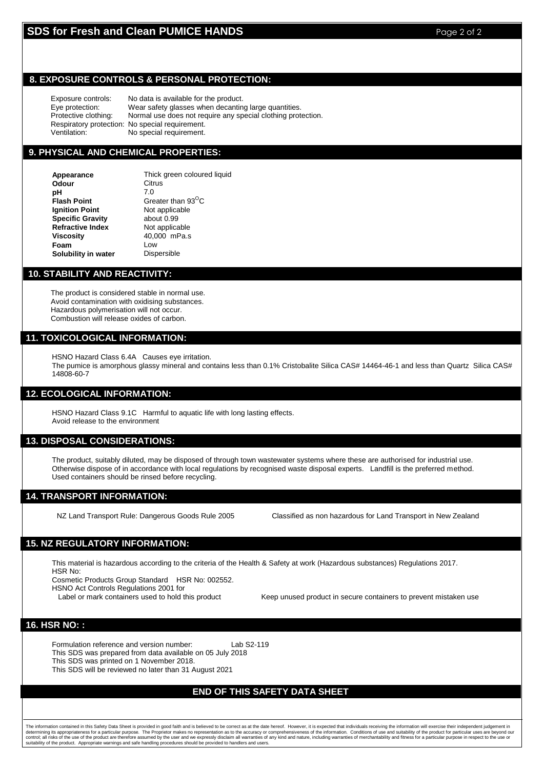## 8. EXPOSURE CONTROLS & PERSONAL PROTECTION:

| | |
|---|---|
| Exposure controls: | No data is available for the product. |
| Eye protection: | Wear safety glasses when decanting large quantities. |
| Protective clothing: | Normal use does not require any special clothing protection. |
| Respiratory protection: | No special requirement. |
| Ventilation: | No special requirement. |

## 9. PHYSICAL AND CHEMICAL PROPERTIES:

| | |
|---|---|
| **Appearance** | Thick green coloured liquid |
| **Odour** | Citrus |
| **pH** | 7.0 |
| **Flash Point** | Greater than $93^{O}C$ |
| **Ignition Point** | Not applicable |
| **Specific Gravity** | about 0.99 |
| **Refractive Index** | Not applicable |
| **Viscosity** | 40,000 mPa.s |
| **Foam** | Low |
| **Solubility in water** | Dispersible |

## 10. STABILITY AND REACTIVITY:

The product is considered stable in normal use.
Avoid contamination with oxidising substances.
Hazardous polymerisation will not occur.
Combustion will release oxides of carbon.

## 11. TOXICOLOGICAL INFORMATION:

HSNO Hazard Class 6.4A Causes eye irritation.
The pumice is amorphous glassy mineral and contains less than 0.1% Cristobalite Silica CAS# 14464-46-1 and less than Quartz Silica CAS# 14808-60-7

## 12. ECOLOGICAL INFORMATION:

HSNO Hazard Class 9.1C Harmful to aquatic life with long lasting effects.
Avoid release to the environment

## 13. DISPOSAL CONSIDERATIONS:

The product, suitably diluted, may be disposed of through town wastewater systems where these are authorised for industrial use. Otherwise dispose of in accordance with local regulations by recognised waste disposal experts. Landfill is the preferred method. Used containers should be rinsed before recycling.

## 14. TRANSPORT INFORMATION:

NZ Land Transport Rule: Dangerous Goods Rule 2005 — Classified as non hazardous for Land Transport in New Zealand

## 15. NZ REGULATORY INFORMATION:

This material is hazardous according to the criteria of the Health & Safety at work (Hazardous substances) Regulations 2017.
HSR No:
Cosmetic Products Group Standard HSR No: 002552.
HSNO Act Controls Regulations 2001 for
Label or mark containers used to hold this product — Keep unused product in secure containers to prevent mistaken use

## 16. HSR NO: :

Formulation reference and version number: Lab S2-119
This SDS was prepared from data available on 05 July 2018
This SDS was printed on 1 November 2018.
This SDS will be reviewed no later than 31 August 2021

**END OF THIS SAFETY DATA SHEET**

The information contained in this Safety Data Sheet is provided in good faith and is believed to be correct as at the date hereof. However, it is expected that individuals receiving the information will exercise their independent judgement in determining its appropriateness for a particular purpose. The Proprietor makes no representation as to the accuracy or comprehensiveness of the information. Conditions of use and suitability of the product for particular uses are beyond our control; all risks of the use of the product are therefore assumed by the user and we expressly disclaim all warranties of any kind and nature, including warranties of merchantability and fitness for a particular purpose in respect to the use or suitability of the product. Appropriate warnings and safe handling procedures should be provided to handlers and users.